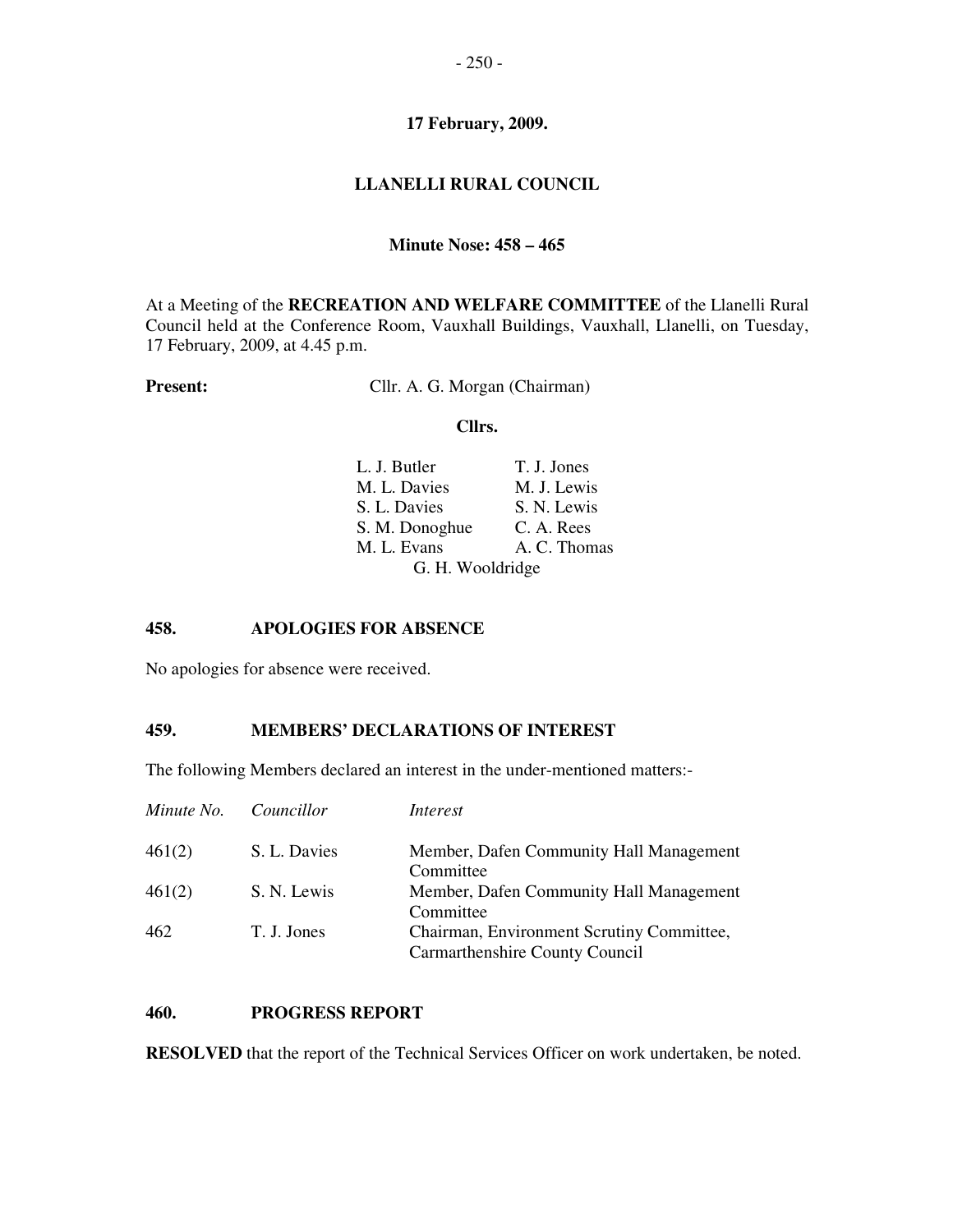**17 February, 2009.**

# LLANELLI RURAL COUNCIL

**Minute Nose: 458 – 465**

At a Meeting of the **RECREATION AND WELFARE COMMITTEE** of the Llanelli Rural Council held at the Conference Room, Vauxhall Buildings, Vauxhall, Llanelli, on Tuesday, 17 February, 2009, at 4.45 p.m.

**Present:** Cllr. A. G. Morgan (Chairman)

**Cllrs.**

| | |
|---|---|
| L. J. Butler | T. J. Jones |
| M. L. Davies | M. J. Lewis |
| S. L. Davies | S. N. Lewis |
| S. M. Donoghue | C. A. Rees |
| M. L. Evans | A. C. Thomas |
| G. H. Wooldridge | |

## 458. APOLOGIES FOR ABSENCE

No apologies for absence were received.

## 459. MEMBERS' DECLARATIONS OF INTEREST

The following Members declared an interest in the under-mentioned matters:-

| *Minute No.* | *Councillor* | *Interest* |
|---|---|---|
| 461(2) | S. L. Davies | Member, Dafen Community Hall Management Committee |
| 461(2) | S. N. Lewis | Member, Dafen Community Hall Management Committee |
| 462 | T. J. Jones | Chairman, Environment Scrutiny Committee, Carmarthenshire County Council |

## 460. PROGRESS REPORT

**RESOLVED** that the report of the Technical Services Officer on work undertaken, be noted.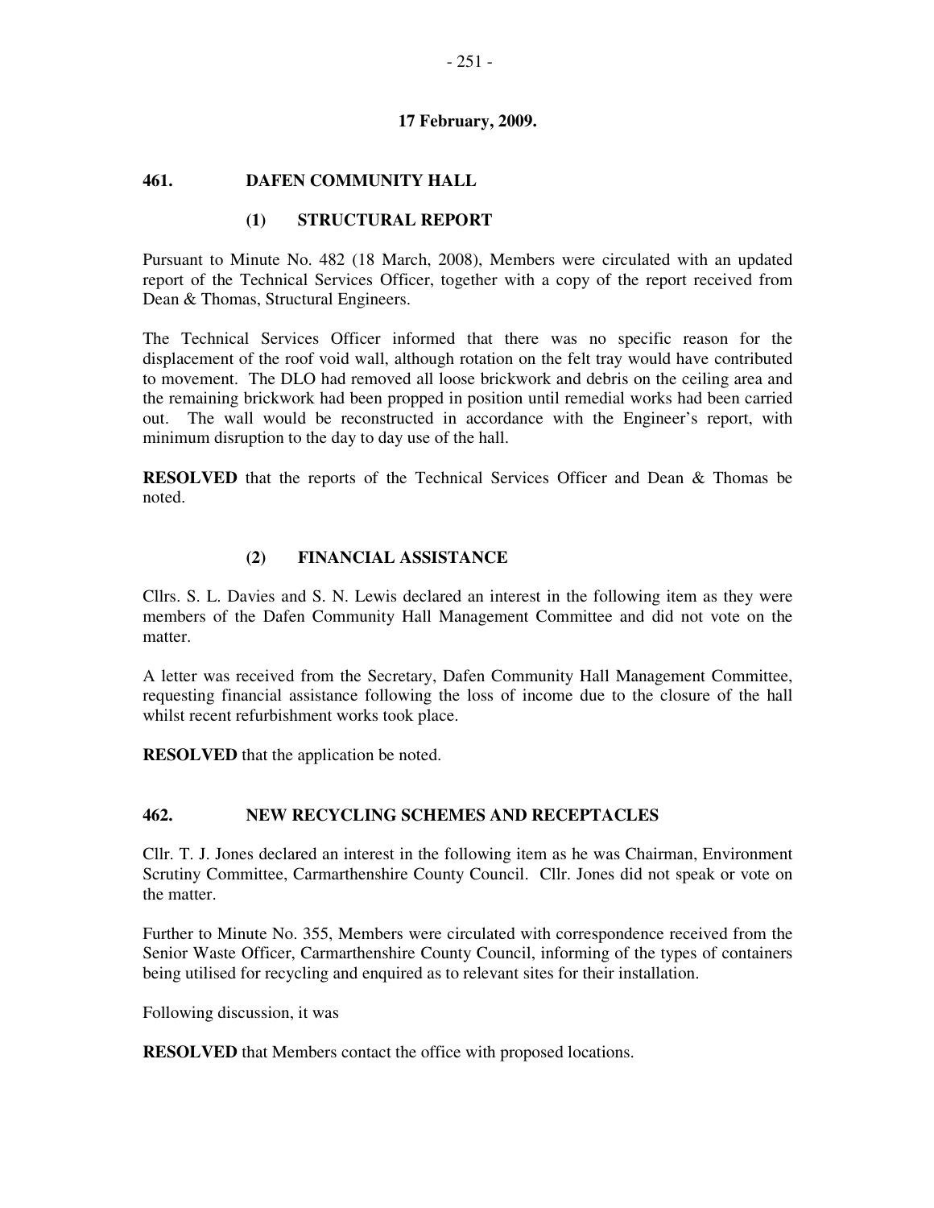**17 February, 2009.**

## 461. DAFEN COMMUNITY HALL

### (1) STRUCTURAL REPORT

Pursuant to Minute No. 482 (18 March, 2008), Members were circulated with an updated report of the Technical Services Officer, together with a copy of the report received from Dean & Thomas, Structural Engineers.

The Technical Services Officer informed that there was no specific reason for the displacement of the roof void wall, although rotation on the felt tray would have contributed to movement. The DLO had removed all loose brickwork and debris on the ceiling area and the remaining brickwork had been propped in position until remedial works had been carried out. The wall would be reconstructed in accordance with the Engineer's report, with minimum disruption to the day to day use of the hall.

**RESOLVED** that the reports of the Technical Services Officer and Dean & Thomas be noted.

### (2) FINANCIAL ASSISTANCE

Cllrs. S. L. Davies and S. N. Lewis declared an interest in the following item as they were members of the Dafen Community Hall Management Committee and did not vote on the matter.

A letter was received from the Secretary, Dafen Community Hall Management Committee, requesting financial assistance following the loss of income due to the closure of the hall whilst recent refurbishment works took place.

**RESOLVED** that the application be noted.

## 462. NEW RECYCLING SCHEMES AND RECEPTACLES

Cllr. T. J. Jones declared an interest in the following item as he was Chairman, Environment Scrutiny Committee, Carmarthenshire County Council. Cllr. Jones did not speak or vote on the matter.

Further to Minute No. 355, Members were circulated with correspondence received from the Senior Waste Officer, Carmarthenshire County Council, informing of the types of containers being utilised for recycling and enquired as to relevant sites for their installation.

Following discussion, it was

**RESOLVED** that Members contact the office with proposed locations.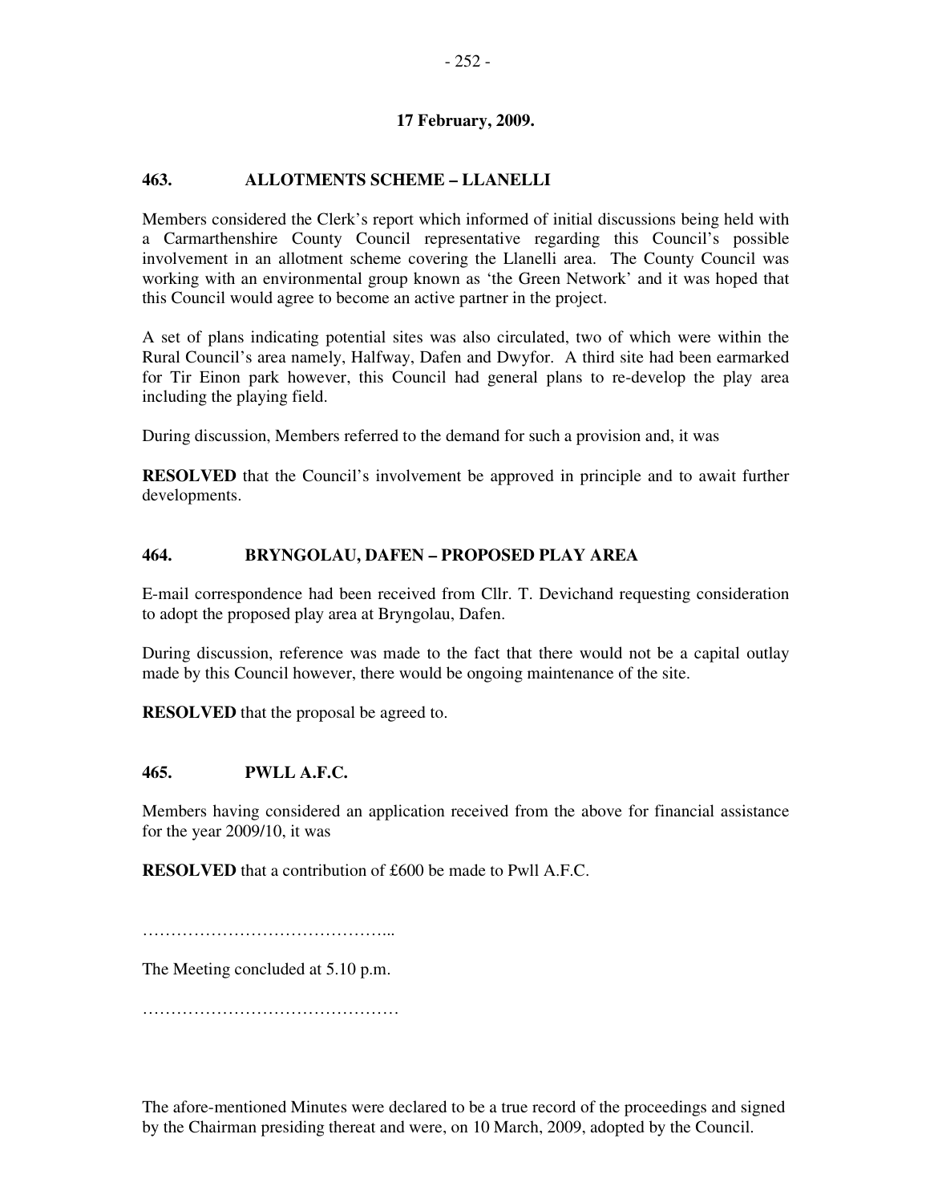**17 February, 2009.**

### 463. ALLOTMENTS SCHEME – LLANELLI

Members considered the Clerk's report which informed of initial discussions being held with a Carmarthenshire County Council representative regarding this Council's possible involvement in an allotment scheme covering the Llanelli area. The County Council was working with an environmental group known as 'the Green Network' and it was hoped that this Council would agree to become an active partner in the project.

A set of plans indicating potential sites was also circulated, two of which were within the Rural Council's area namely, Halfway, Dafen and Dwyfor. A third site had been earmarked for Tir Einon park however, this Council had general plans to re-develop the play area including the playing field.

During discussion, Members referred to the demand for such a provision and, it was

**RESOLVED** that the Council's involvement be approved in principle and to await further developments.

### 464. BRYNGOLAU, DAFEN – PROPOSED PLAY AREA

E-mail correspondence had been received from Cllr. T. Devichand requesting consideration to adopt the proposed play area at Bryngolau, Dafen.

During discussion, reference was made to the fact that there would not be a capital outlay made by this Council however, there would be ongoing maintenance of the site.

**RESOLVED** that the proposal be agreed to.

### 465. PWLL A.F.C.

Members having considered an application received from the above for financial assistance for the year 2009/10, it was

**RESOLVED** that a contribution of £600 be made to Pwll A.F.C.

……………………………………...

The Meeting concluded at 5.10 p.m.

………………………………………

The afore-mentioned Minutes were declared to be a true record of the proceedings and signed by the Chairman presiding thereat and were, on 10 March, 2009, adopted by the Council.